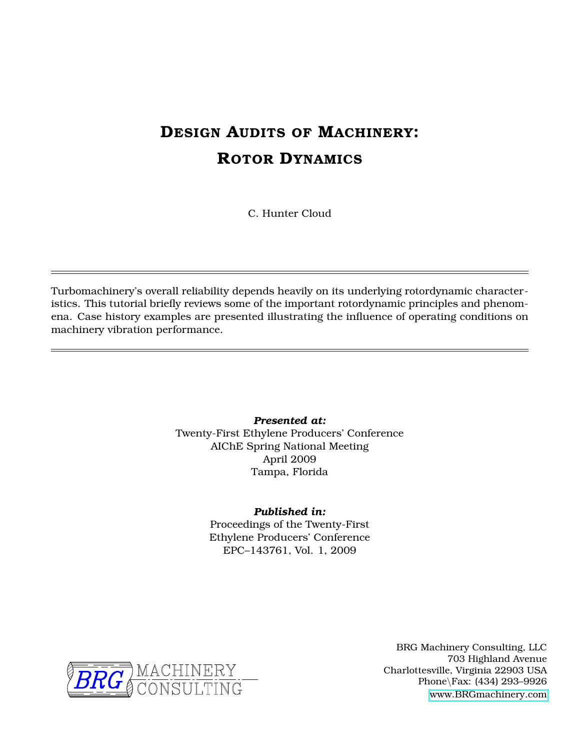# Design Audits of Machinery: Rotor Dynamics

C. Hunter Cloud

---

Turbomachinery's overall reliability depends heavily on its underlying rotordynamic characteristics. This tutorial briefly reviews some of the important rotordynamic principles and phenomena. Case history examples are presented illustrating the influence of operating conditions on machinery vibration performance.

---

***Presented at:***
Twenty-First Ethylene Producers' Conference
AIChE Spring National Meeting
April 2009
Tampa, Florida

***Published in:***
Proceedings of the Twenty-First
Ethylene Producers' Conference
EPC–143761, Vol. 1, 2009

BRG MACHINERY CONSULTING

BRG Machinery Consulting, LLC
703 Highland Avenue
Charlottesville, Virginia 22903 USA
Phone\Fax: (434) 293–9926
www.BRGmachinery.com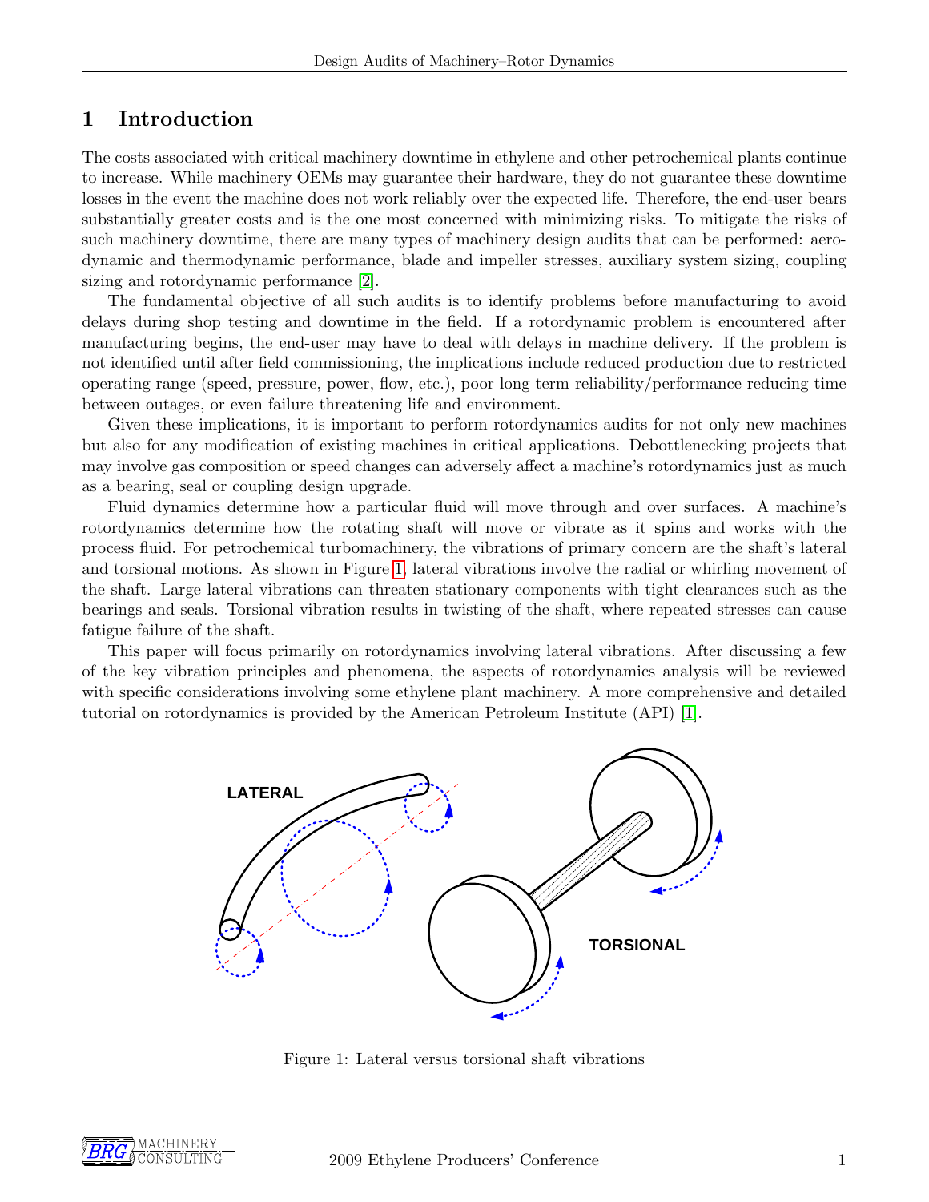# 1 Introduction

The costs associated with critical machinery downtime in ethylene and other petrochemical plants continue to increase. While machinery OEMs may guarantee their hardware, they do not guarantee these downtime losses in the event the machine does not work reliably over the expected life. Therefore, the end-user bears substantially greater costs and is the one most concerned with minimizing risks. To mitigate the risks of such machinery downtime, there are many types of machinery design audits that can be performed: aerodynamic and thermodynamic performance, blade and impeller stresses, auxiliary system sizing, coupling sizing and rotordynamic performance [2].

The fundamental objective of all such audits is to identify problems before manufacturing to avoid delays during shop testing and downtime in the field. If a rotordynamic problem is encountered after manufacturing begins, the end-user may have to deal with delays in machine delivery. If the problem is not identified until after field commissioning, the implications include reduced production due to restricted operating range (speed, pressure, power, flow, etc.), poor long term reliability/performance reducing time between outages, or even failure threatening life and environment.

Given these implications, it is important to perform rotordynamics audits for not only new machines but also for any modification of existing machines in critical applications. Debottlenecking projects that may involve gas composition or speed changes can adversely affect a machine's rotordynamics just as much as a bearing, seal or coupling design upgrade.

Fluid dynamics determine how a particular fluid will move through and over surfaces. A machine's rotordynamics determine how the rotating shaft will move or vibrate as it spins and works with the process fluid. For petrochemical turbomachinery, the vibrations of primary concern are the shaft's lateral and torsional motions. As shown in Figure 1, lateral vibrations involve the radial or whirling movement of the shaft. Large lateral vibrations can threaten stationary components with tight clearances such as the bearings and seals. Torsional vibration results in twisting of the shaft, where repeated stresses can cause fatigue failure of the shaft.

This paper will focus primarily on rotordynamics involving lateral vibrations. After discussing a few of the key vibration principles and phenomena, the aspects of rotordynamics analysis will be reviewed with specific considerations involving some ethylene plant machinery. A more comprehensive and detailed tutorial on rotordynamics is provided by the American Petroleum Institute (API) [1].

LATERAL

TORSIONAL

Figure 1: Lateral versus torsional shaft vibrations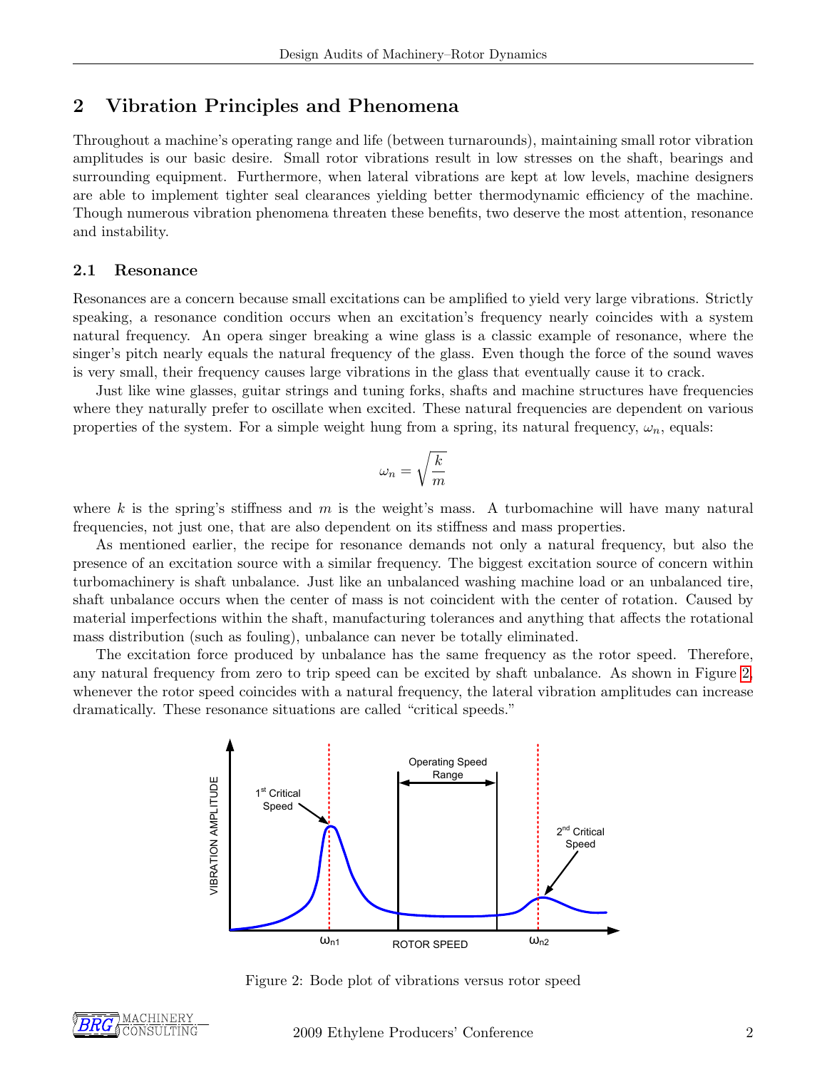## 2 Vibration Principles and Phenomena

Throughout a machine's operating range and life (between turnarounds), maintaining small rotor vibration amplitudes is our basic desire. Small rotor vibrations result in low stresses on the shaft, bearings and surrounding equipment. Furthermore, when lateral vibrations are kept at low levels, machine designers are able to implement tighter seal clearances yielding better thermodynamic efficiency of the machine. Though numerous vibration phenomena threaten these benefits, two deserve the most attention, resonance and instability.

### 2.1 Resonance

Resonances are a concern because small excitations can be amplified to yield very large vibrations. Strictly speaking, a resonance condition occurs when an excitation's frequency nearly coincides with a system natural frequency. An opera singer breaking a wine glass is a classic example of resonance, where the singer's pitch nearly equals the natural frequency of the glass. Even though the force of the sound waves is very small, their frequency causes large vibrations in the glass that eventually cause it to crack.

Just like wine glasses, guitar strings and tuning forks, shafts and machine structures have frequencies where they naturally prefer to oscillate when excited. These natural frequencies are dependent on various properties of the system. For a simple weight hung from a spring, its natural frequency, $\omega_n$, equals:

$$\omega_n = \sqrt{\frac{k}{m}}$$

where $k$ is the spring's stiffness and $m$ is the weight's mass. A turbomachine will have many natural frequencies, not just one, that are also dependent on its stiffness and mass properties.

As mentioned earlier, the recipe for resonance demands not only a natural frequency, but also the presence of an excitation source with a similar frequency. The biggest excitation source of concern within turbomachinery is shaft unbalance. Just like an unbalanced washing machine load or an unbalanced tire, shaft unbalance occurs when the center of mass is not coincident with the center of rotation. Caused by material imperfections within the shaft, manufacturing tolerances and anything that affects the rotational mass distribution (such as fouling), unbalance can never be totally eliminated.

The excitation force produced by unbalance has the same frequency as the rotor speed. Therefore, any natural frequency from zero to trip speed can be excited by shaft unbalance. As shown in Figure 2, whenever the rotor speed coincides with a natural frequency, the lateral vibration amplitudes can increase dramatically. These resonance situations are called "critical speeds."

Figure 2: Bode plot of vibrations versus rotor speed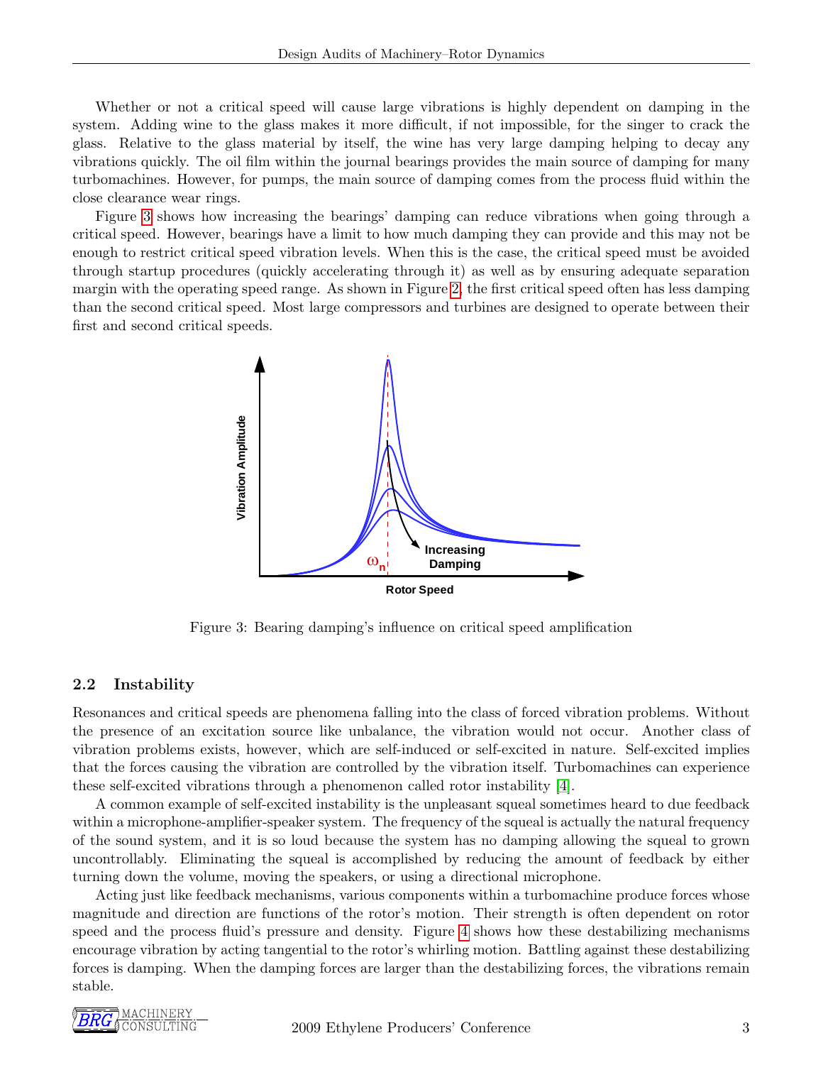Whether or not a critical speed will cause large vibrations is highly dependent on damping in the system. Adding wine to the glass makes it more difficult, if not impossible, for the singer to crack the glass. Relative to the glass material by itself, the wine has very large damping helping to decay any vibrations quickly. The oil film within the journal bearings provides the main source of damping for many turbomachines. However, for pumps, the main source of damping comes from the process fluid within the close clearance wear rings.

Figure 3 shows how increasing the bearings' damping can reduce vibrations when going through a critical speed. However, bearings have a limit to how much damping they can provide and this may not be enough to restrict critical speed vibration levels. When this is the case, the critical speed must be avoided through startup procedures (quickly accelerating through it) as well as by ensuring adequate separation margin with the operating speed range. As shown in Figure 2, the first critical speed often has less damping than the second critical speed. Most large compressors and turbines are designed to operate between their first and second critical speeds.

Figure 3: Bearing damping's influence on critical speed amplification

### 2.2 Instability

Resonances and critical speeds are phenomena falling into the class of forced vibration problems. Without the presence of an excitation source like unbalance, the vibration would not occur. Another class of vibration problems exists, however, which are self-induced or self-excited in nature. Self-excited implies that the forces causing the vibration are controlled by the vibration itself. Turbomachines can experience these self-excited vibrations through a phenomenon called rotor instability [4].

A common example of self-excited instability is the unpleasant squeal sometimes heard to due feedback within a microphone-amplifier-speaker system. The frequency of the squeal is actually the natural frequency of the sound system, and it is so loud because the system has no damping allowing the squeal to grown uncontrollably. Eliminating the squeal is accomplished by reducing the amount of feedback by either turning down the volume, moving the speakers, or using a directional microphone.

Acting just like feedback mechanisms, various components within a turbomachine produce forces whose magnitude and direction are functions of the rotor's motion. Their strength is often dependent on rotor speed and the process fluid's pressure and density. Figure 4 shows how these destabilizing mechanisms encourage vibration by acting tangential to the rotor's whirling motion. Battling against these destabilizing forces is damping. When the damping forces are larger than the destabilizing forces, the vibrations remain stable.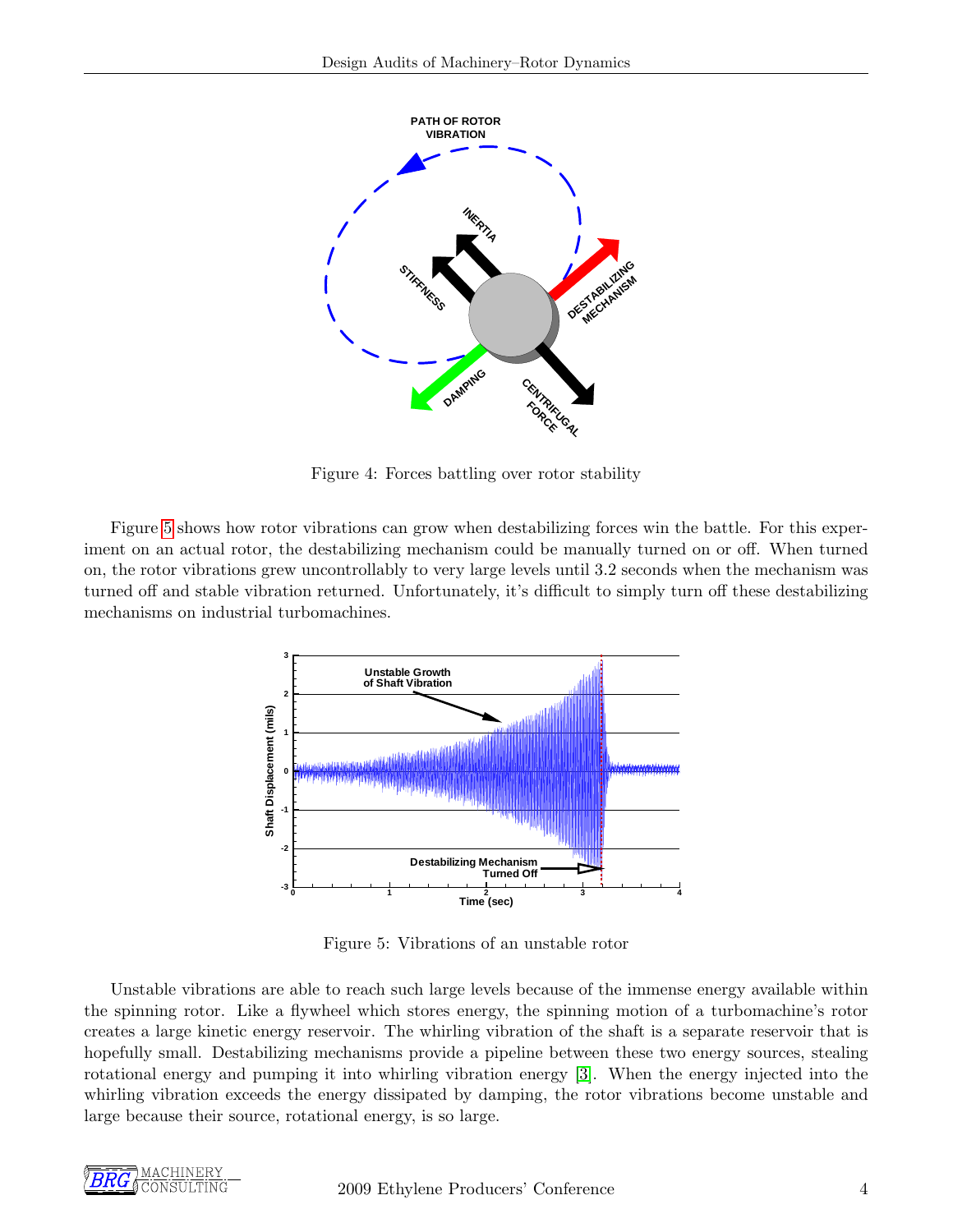Figure 4: Forces battling over rotor stability

Figure 5 shows how rotor vibrations can grow when destabilizing forces win the battle. For this experiment on an actual rotor, the destabilizing mechanism could be manually turned on or off. When turned on, the rotor vibrations grew uncontrollably to very large levels until 3.2 seconds when the mechanism was turned off and stable vibration returned. Unfortunately, it's difficult to simply turn off these destabilizing mechanisms on industrial turbomachines.

Figure 5: Vibrations of an unstable rotor

Unstable vibrations are able to reach such large levels because of the immense energy available within the spinning rotor. Like a flywheel which stores energy, the spinning motion of a turbomachine's rotor creates a large kinetic energy reservoir. The whirling vibration of the shaft is a separate reservoir that is hopefully small. Destabilizing mechanisms provide a pipeline between these two energy sources, stealing rotational energy and pumping it into whirling vibration energy [3]. When the energy injected into the whirling vibration exceeds the energy dissipated by damping, the rotor vibrations become unstable and large because their source, rotational energy, is so large.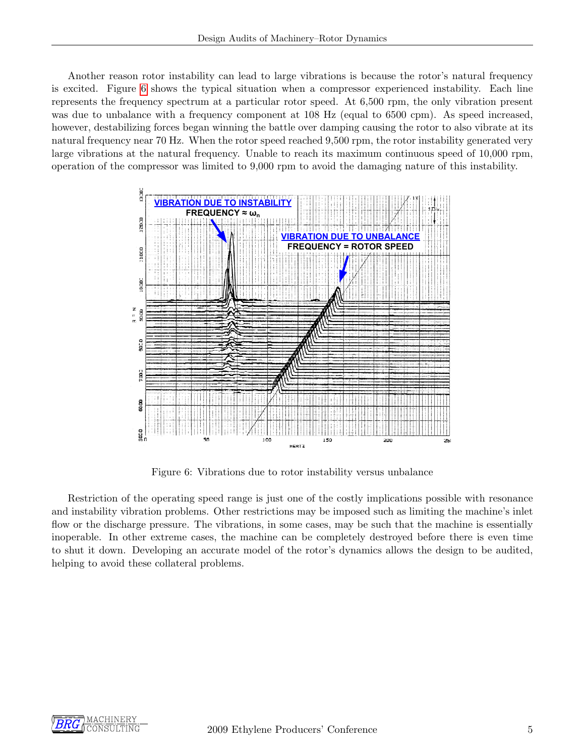Another reason rotor instability can lead to large vibrations is because the rotor's natural frequency is excited. Figure 6 shows the typical situation when a compressor experienced instability. Each line represents the frequency spectrum at a particular rotor speed. At 6,500 rpm, the only vibration present was due to unbalance with a frequency component at 108 Hz (equal to 6500 cpm). As speed increased, however, destabilizing forces began winning the battle over damping causing the rotor to also vibrate at its natural frequency near 70 Hz. When the rotor speed reached 9,500 rpm, the rotor instability generated very large vibrations at the natural frequency. Unable to reach its maximum continuous speed of 10,000 rpm, operation of the compressor was limited to 9,000 rpm to avoid the damaging nature of this instability.

Figure 6: Vibrations due to rotor instability versus unbalance

Restriction of the operating speed range is just one of the costly implications possible with resonance and instability vibration problems. Other restrictions may be imposed such as limiting the machine's inlet flow or the discharge pressure. The vibrations, in some cases, may be such that the machine is essentially inoperable. In other extreme cases, the machine can be completely destroyed before there is even time to shut it down. Developing an accurate model of the rotor's dynamics allows the design to be audited, helping to avoid these collateral problems.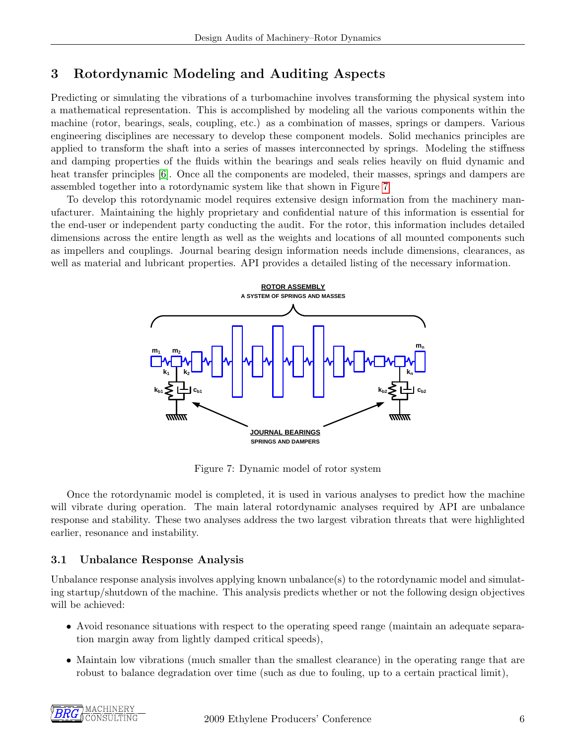## 3 Rotordynamic Modeling and Auditing Aspects

Predicting or simulating the vibrations of a turbomachine involves transforming the physical system into a mathematical representation. This is accomplished by modeling all the various components within the machine (rotor, bearings, seals, coupling, etc.) as a combination of masses, springs or dampers. Various engineering disciplines are necessary to develop these component models. Solid mechanics principles are applied to transform the shaft into a series of masses interconnected by springs. Modeling the stiffness and damping properties of the fluids within the bearings and seals relies heavily on fluid dynamic and heat transfer principles [6]. Once all the components are modeled, their masses, springs and dampers are assembled together into a rotordynamic system like that shown in Figure 7.

To develop this rotordynamic model requires extensive design information from the machinery manufacturer. Maintaining the highly proprietary and confidential nature of this information is essential for the end-user or independent party conducting the audit. For the rotor, this information includes detailed dimensions across the entire length as well as the weights and locations of all mounted components such as impellers and couplings. Journal bearing design information needs include dimensions, clearances, as well as material and lubricant properties. API provides a detailed listing of the necessary information.

Figure 7: Dynamic model of rotor system

Once the rotordynamic model is completed, it is used in various analyses to predict how the machine will vibrate during operation. The main lateral rotordynamic analyses required by API are unbalance response and stability. These two analyses address the two largest vibration threats that were highlighted earlier, resonance and instability.

### 3.1 Unbalance Response Analysis

Unbalance response analysis involves applying known unbalance(s) to the rotordynamic model and simulating startup/shutdown of the machine. This analysis predicts whether or not the following design objectives will be achieved:

- Avoid resonance situations with respect to the operating speed range (maintain an adequate separation margin away from lightly damped critical speeds),
- Maintain low vibrations (much smaller than the smallest clearance) in the operating range that are robust to balance degradation over time (such as due to fouling, up to a certain practical limit),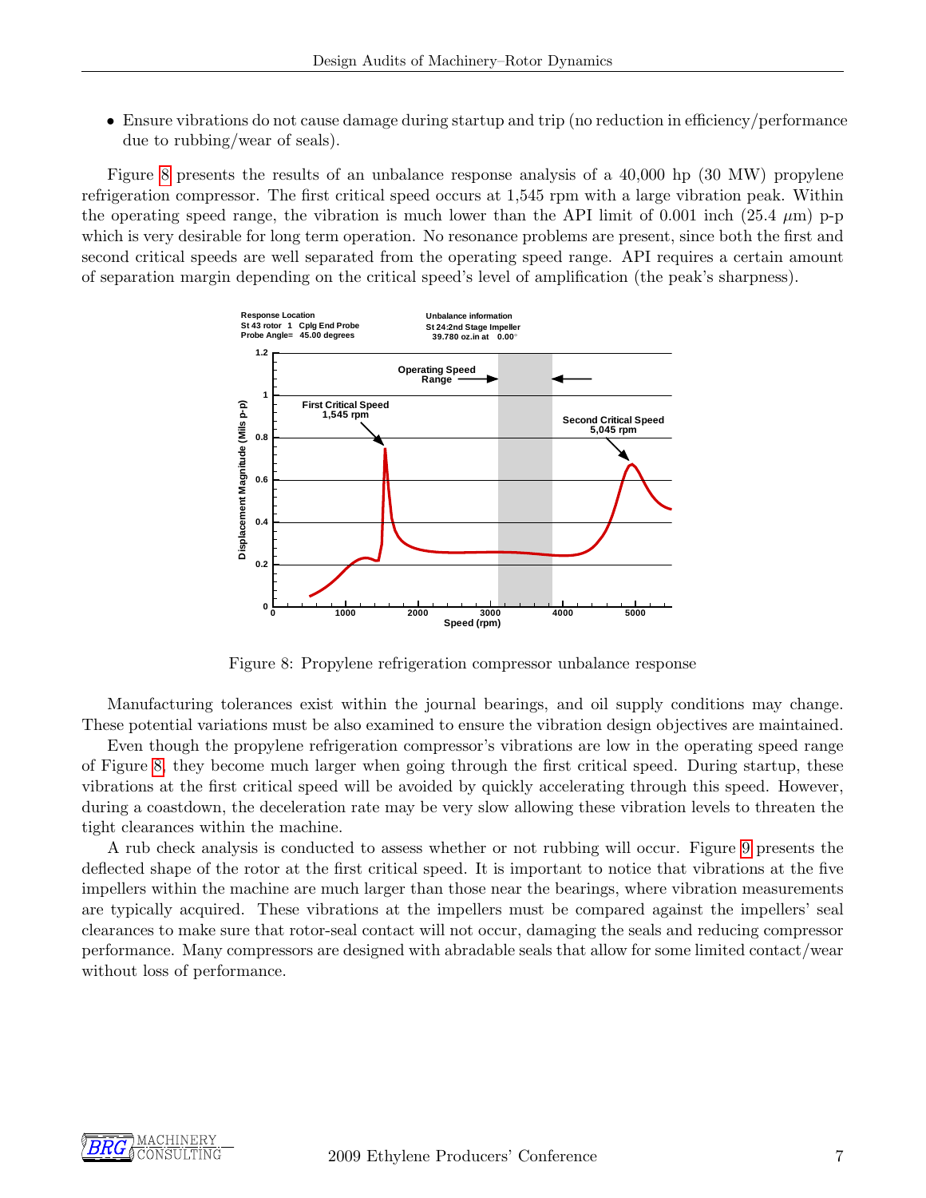- Ensure vibrations do not cause damage during startup and trip (no reduction in efficiency/performance due to rubbing/wear of seals).

Figure 8 presents the results of an unbalance response analysis of a 40,000 hp (30 MW) propylene refrigeration compressor. The first critical speed occurs at 1,545 rpm with a large vibration peak. Within the operating speed range, the vibration is much lower than the API limit of 0.001 inch (25.4 $\mu$m) p-p which is very desirable for long term operation. No resonance problems are present, since both the first and second critical speeds are well separated from the operating speed range. API requires a certain amount of separation margin depending on the critical speed's level of amplification (the peak's sharpness).

Figure 8: Propylene refrigeration compressor unbalance response

Manufacturing tolerances exist within the journal bearings, and oil supply conditions may change. These potential variations must be also examined to ensure the vibration design objectives are maintained.

Even though the propylene refrigeration compressor's vibrations are low in the operating speed range of Figure 8, they become much larger when going through the first critical speed. During startup, these vibrations at the first critical speed will be avoided by quickly accelerating through this speed. However, during a coastdown, the deceleration rate may be very slow allowing these vibration levels to threaten the tight clearances within the machine.

A rub check analysis is conducted to assess whether or not rubbing will occur. Figure 9 presents the deflected shape of the rotor at the first critical speed. It is important to notice that vibrations at the five impellers within the machine are much larger than those near the bearings, where vibration measurements are typically acquired. These vibrations at the impellers must be compared against the impellers' seal clearances to make sure that rotor-seal contact will not occur, damaging the seals and reducing compressor performance. Many compressors are designed with abradable seals that allow for some limited contact/wear without loss of performance.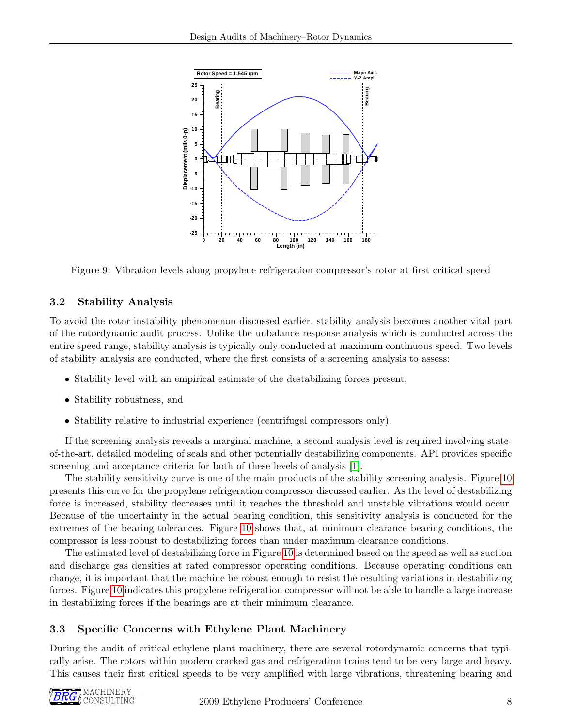Figure 9: Vibration levels along propylene refrigeration compressor's rotor at first critical speed

### 3.2 Stability Analysis

To avoid the rotor instability phenomenon discussed earlier, stability analysis becomes another vital part of the rotordynamic audit process. Unlike the unbalance response analysis which is conducted across the entire speed range, stability analysis is typically only conducted at maximum continuous speed. Two levels of stability analysis are conducted, where the first consists of a screening analysis to assess:

- Stability level with an empirical estimate of the destabilizing forces present,
- Stability robustness, and
- Stability relative to industrial experience (centrifugal compressors only).

If the screening analysis reveals a marginal machine, a second analysis level is required involving state-of-the-art, detailed modeling of seals and other potentially destabilizing components. API provides specific screening and acceptance criteria for both of these levels of analysis [1].

The stability sensitivity curve is one of the main products of the stability screening analysis. Figure 10 presents this curve for the propylene refrigeration compressor discussed earlier. As the level of destabilizing force is increased, stability decreases until it reaches the threshold and unstable vibrations would occur. Because of the uncertainty in the actual bearing condition, this sensitivity analysis is conducted for the extremes of the bearing tolerances. Figure 10 shows that, at minimum clearance bearing conditions, the compressor is less robust to destabilizing forces than under maximum clearance conditions.

The estimated level of destabilizing force in Figure 10 is determined based on the speed as well as suction and discharge gas densities at rated compressor operating conditions. Because operating conditions can change, it is important that the machine be robust enough to resist the resulting variations in destabilizing forces. Figure 10 indicates this propylene refrigeration compressor will not be able to handle a large increase in destabilizing forces if the bearings are at their minimum clearance.

### 3.3 Specific Concerns with Ethylene Plant Machinery

During the audit of critical ethylene plant machinery, there are several rotordynamic concerns that typically arise. The rotors within modern cracked gas and refrigeration trains tend to be very large and heavy. This causes their first critical speeds to be very amplified with large vibrations, threatening bearing and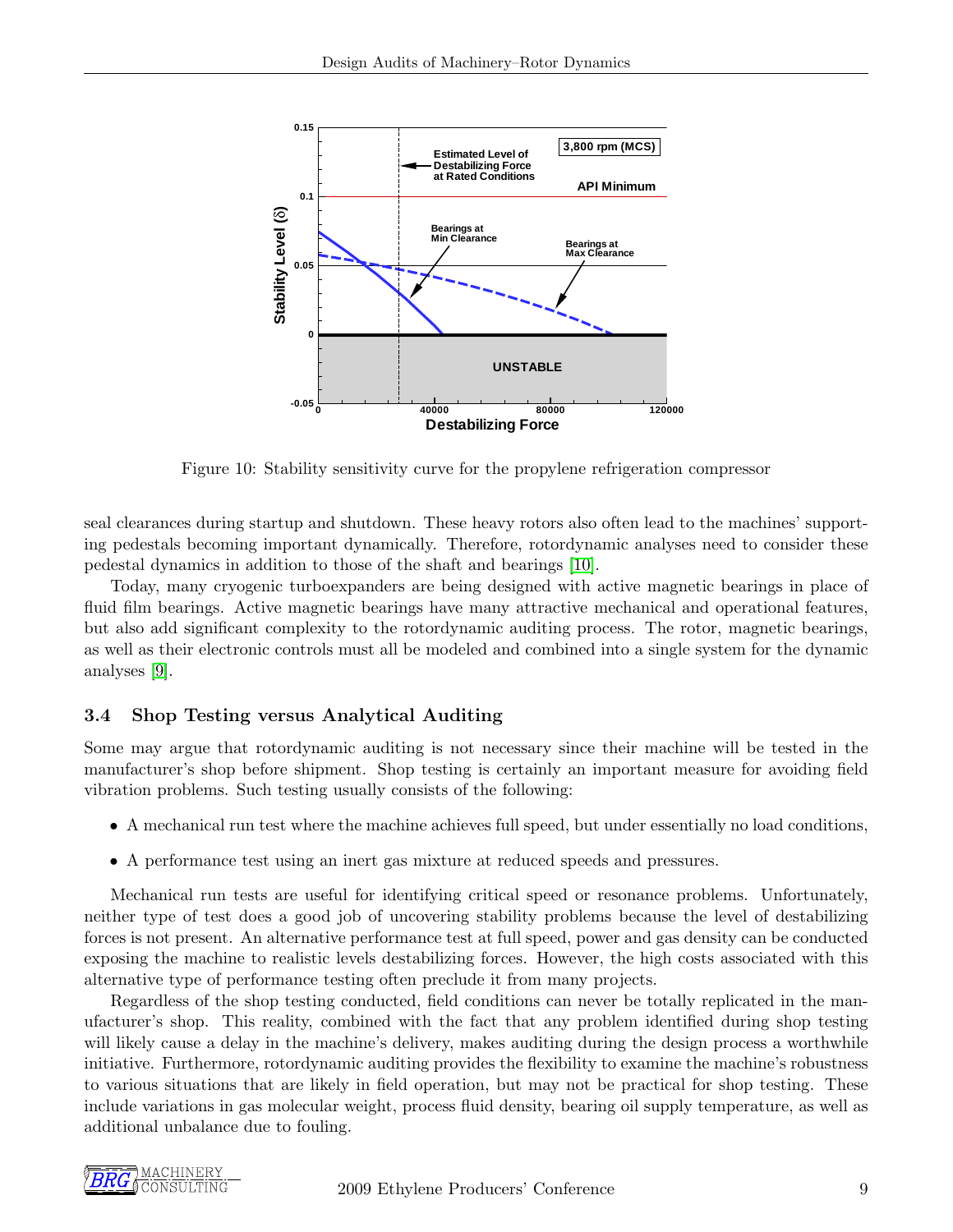Figure 10: Stability sensitivity curve for the propylene refrigeration compressor

seal clearances during startup and shutdown. These heavy rotors also often lead to the machines' supporting pedestals becoming important dynamically. Therefore, rotordynamic analyses need to consider these pedestal dynamics in addition to those of the shaft and bearings [10].

Today, many cryogenic turboexpanders are being designed with active magnetic bearings in place of fluid film bearings. Active magnetic bearings have many attractive mechanical and operational features, but also add significant complexity to the rotordynamic auditing process. The rotor, magnetic bearings, as well as their electronic controls must all be modeled and combined into a single system for the dynamic analyses [9].

### 3.4 Shop Testing versus Analytical Auditing

Some may argue that rotordynamic auditing is not necessary since their machine will be tested in the manufacturer's shop before shipment. Shop testing is certainly an important measure for avoiding field vibration problems. Such testing usually consists of the following:

- A mechanical run test where the machine achieves full speed, but under essentially no load conditions,
- A performance test using an inert gas mixture at reduced speeds and pressures.

Mechanical run tests are useful for identifying critical speed or resonance problems. Unfortunately, neither type of test does a good job of uncovering stability problems because the level of destabilizing forces is not present. An alternative performance test at full speed, power and gas density can be conducted exposing the machine to realistic levels destabilizing forces. However, the high costs associated with this alternative type of performance testing often preclude it from many projects.

Regardless of the shop testing conducted, field conditions can never be totally replicated in the manufacturer's shop. This reality, combined with the fact that any problem identified during shop testing will likely cause a delay in the machine's delivery, makes auditing during the design process a worthwhile initiative. Furthermore, rotordynamic auditing provides the flexibility to examine the machine's robustness to various situations that are likely in field operation, but may not be practical for shop testing. These include variations in gas molecular weight, process fluid density, bearing oil supply temperature, as well as additional unbalance due to fouling.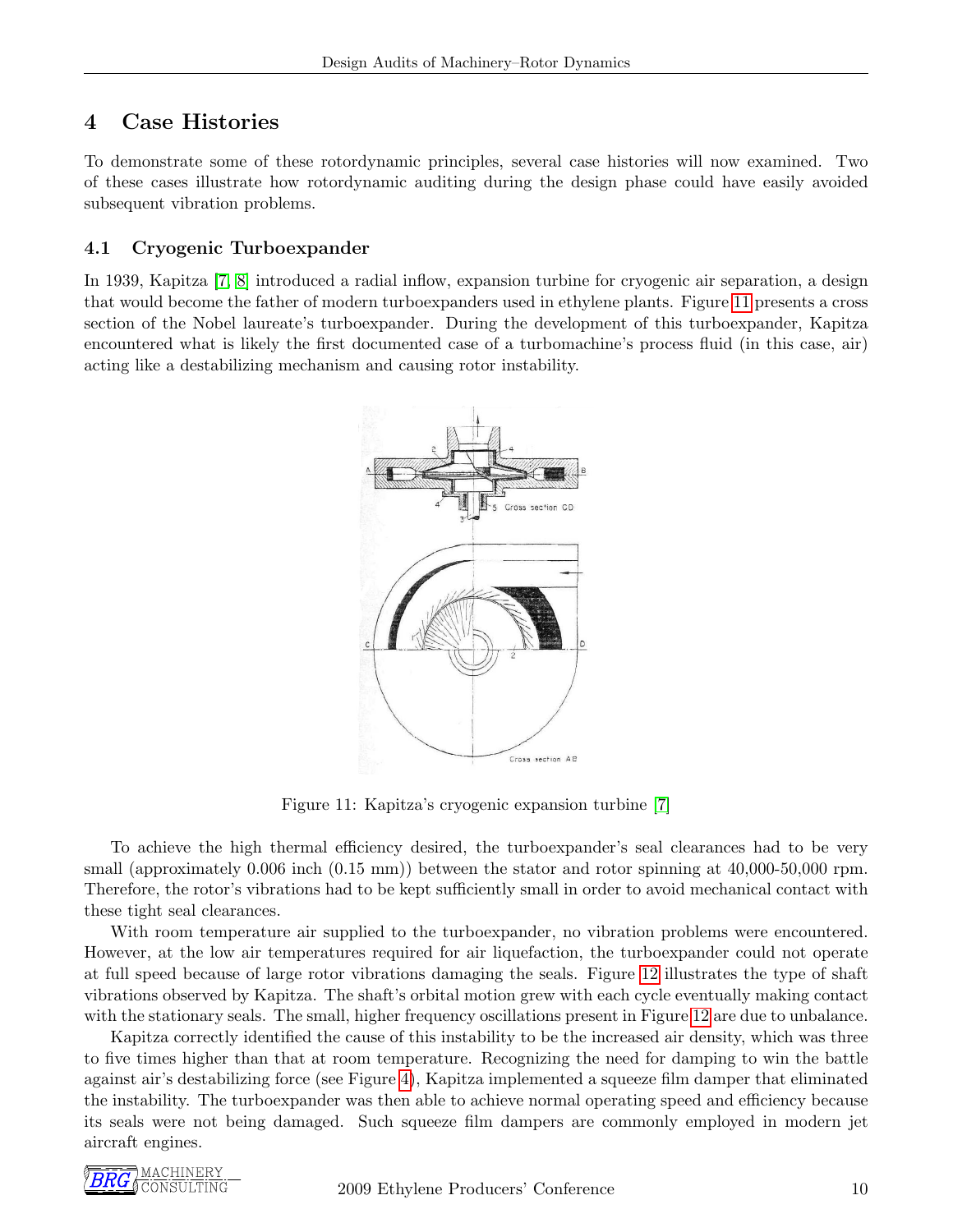## 4 Case Histories

To demonstrate some of these rotordynamic principles, several case histories will now examined. Two of these cases illustrate how rotordynamic auditing during the design phase could have easily avoided subsequent vibration problems.

### 4.1 Cryogenic Turboexpander

In 1939, Kapitza [7, 8] introduced a radial inflow, expansion turbine for cryogenic air separation, a design that would become the father of modern turboexpanders used in ethylene plants. Figure 11 presents a cross section of the Nobel laureate's turboexpander. During the development of this turboexpander, Kapitza encountered what is likely the first documented case of a turbomachine's process fluid (in this case, air) acting like a destabilizing mechanism and causing rotor instability.

Figure 11: Kapitza's cryogenic expansion turbine [7]

To achieve the high thermal efficiency desired, the turboexpander's seal clearances had to be very small (approximately 0.006 inch (0.15 mm)) between the stator and rotor spinning at 40,000-50,000 rpm. Therefore, the rotor's vibrations had to be kept sufficiently small in order to avoid mechanical contact with these tight seal clearances.

With room temperature air supplied to the turboexpander, no vibration problems were encountered. However, at the low air temperatures required for air liquefaction, the turboexpander could not operate at full speed because of large rotor vibrations damaging the seals. Figure 12 illustrates the type of shaft vibrations observed by Kapitza. The shaft's orbital motion grew with each cycle eventually making contact with the stationary seals. The small, higher frequency oscillations present in Figure 12 are due to unbalance.

Kapitza correctly identified the cause of this instability to be the increased air density, which was three to five times higher than that at room temperature. Recognizing the need for damping to win the battle against air's destabilizing force (see Figure 4), Kapitza implemented a squeeze film damper that eliminated the instability. The turboexpander was then able to achieve normal operating speed and efficiency because its seals were not being damaged. Such squeeze film dampers are commonly employed in modern jet aircraft engines.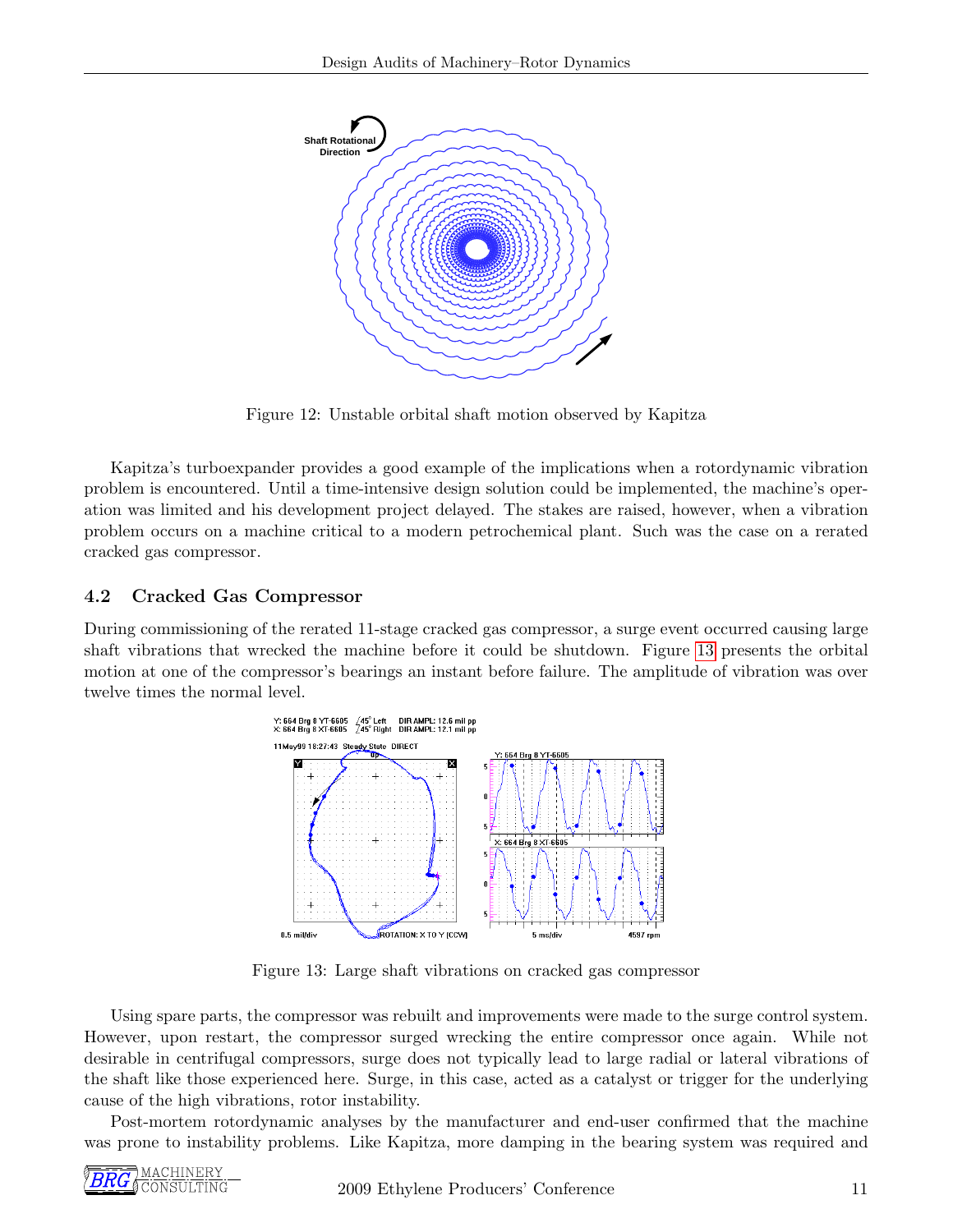Figure 12: Unstable orbital shaft motion observed by Kapitza

Kapitza's turboexpander provides a good example of the implications when a rotordynamic vibration problem is encountered. Until a time-intensive design solution could be implemented, the machine's operation was limited and his development project delayed. The stakes are raised, however, when a vibration problem occurs on a machine critical to a modern petrochemical plant. Such was the case on a rerated cracked gas compressor.

### 4.2 Cracked Gas Compressor

During commissioning of the rerated 11-stage cracked gas compressor, a surge event occurred causing large shaft vibrations that wrecked the machine before it could be shutdown. Figure 13 presents the orbital motion at one of the compressor's bearings an instant before failure. The amplitude of vibration was over twelve times the normal level.

Figure 13: Large shaft vibrations on cracked gas compressor

Using spare parts, the compressor was rebuilt and improvements were made to the surge control system. However, upon restart, the compressor surged wrecking the entire compressor once again. While not desirable in centrifugal compressors, surge does not typically lead to large radial or lateral vibrations of the shaft like those experienced here. Surge, in this case, acted as a catalyst or trigger for the underlying cause of the high vibrations, rotor instability.

Post-mortem rotordynamic analyses by the manufacturer and end-user confirmed that the machine was prone to instability problems. Like Kapitza, more damping in the bearing system was required and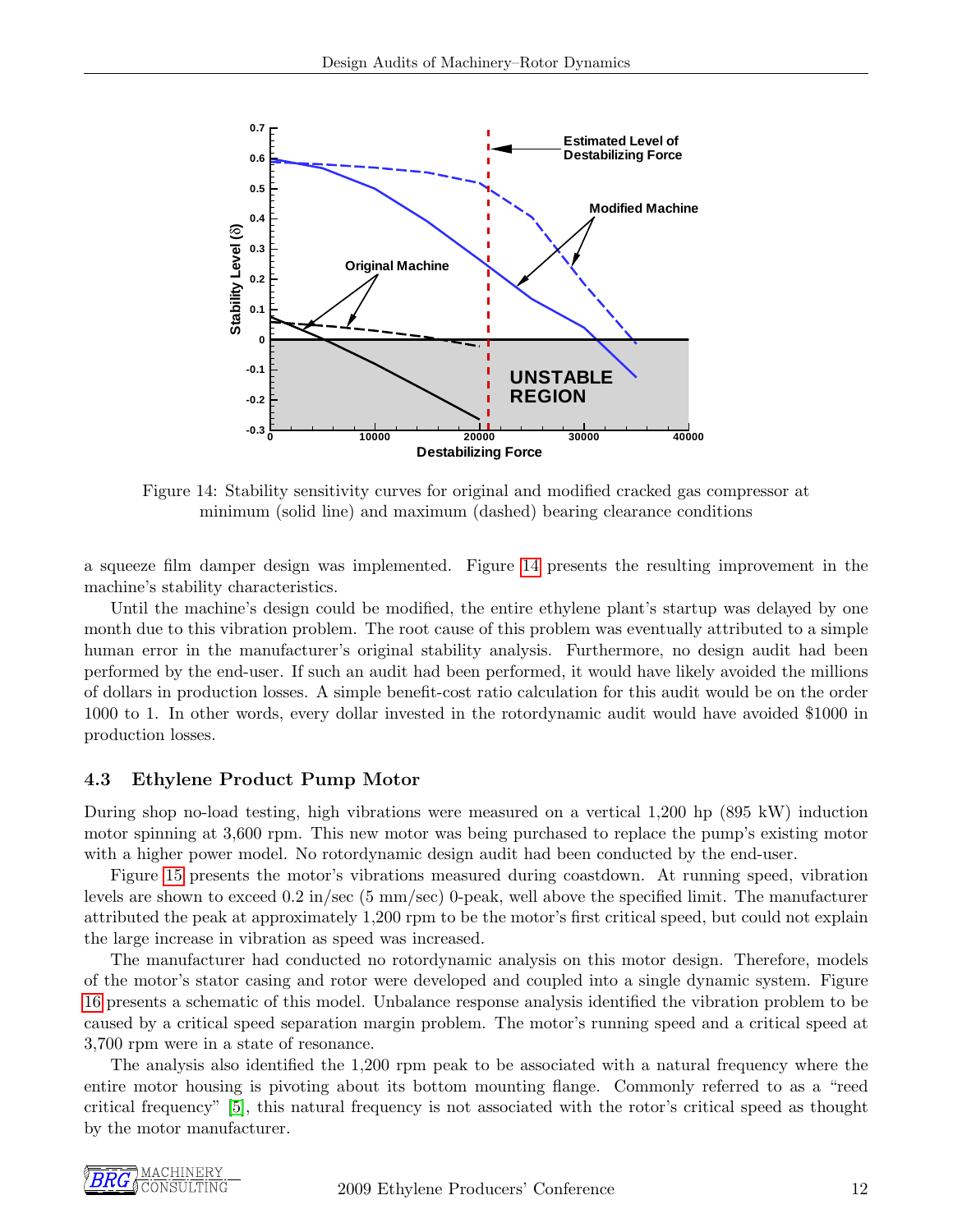Figure 14: Stability sensitivity curves for original and modified cracked gas compressor at minimum (solid line) and maximum (dashed) bearing clearance conditions

a squeeze film damper design was implemented. Figure 14 presents the resulting improvement in the machine's stability characteristics.

Until the machine's design could be modified, the entire ethylene plant's startup was delayed by one month due to this vibration problem. The root cause of this problem was eventually attributed to a simple human error in the manufacturer's original stability analysis. Furthermore, no design audit had been performed by the end-user. If such an audit had been performed, it would have likely avoided the millions of dollars in production losses. A simple benefit-cost ratio calculation for this audit would be on the order 1000 to 1. In other words, every dollar invested in the rotordynamic audit would have avoided $1000 in production losses.

### 4.3 Ethylene Product Pump Motor

During shop no-load testing, high vibrations were measured on a vertical 1,200 hp (895 kW) induction motor spinning at 3,600 rpm. This new motor was being purchased to replace the pump's existing motor with a higher power model. No rotordynamic design audit had been conducted by the end-user.

Figure 15 presents the motor's vibrations measured during coastdown. At running speed, vibration levels are shown to exceed 0.2 in/sec (5 mm/sec) 0-peak, well above the specified limit. The manufacturer attributed the peak at approximately 1,200 rpm to be the motor's first critical speed, but could not explain the large increase in vibration as speed was increased.

The manufacturer had conducted no rotordynamic analysis on this motor design. Therefore, models of the motor's stator casing and rotor were developed and coupled into a single dynamic system. Figure 16 presents a schematic of this model. Unbalance response analysis identified the vibration problem to be caused by a critical speed separation margin problem. The motor's running speed and a critical speed at 3,700 rpm were in a state of resonance.

The analysis also identified the 1,200 rpm peak to be associated with a natural frequency where the entire motor housing is pivoting about its bottom mounting flange. Commonly referred to as a "reed critical frequency" [5], this natural frequency is not associated with the rotor's critical speed as thought by the motor manufacturer.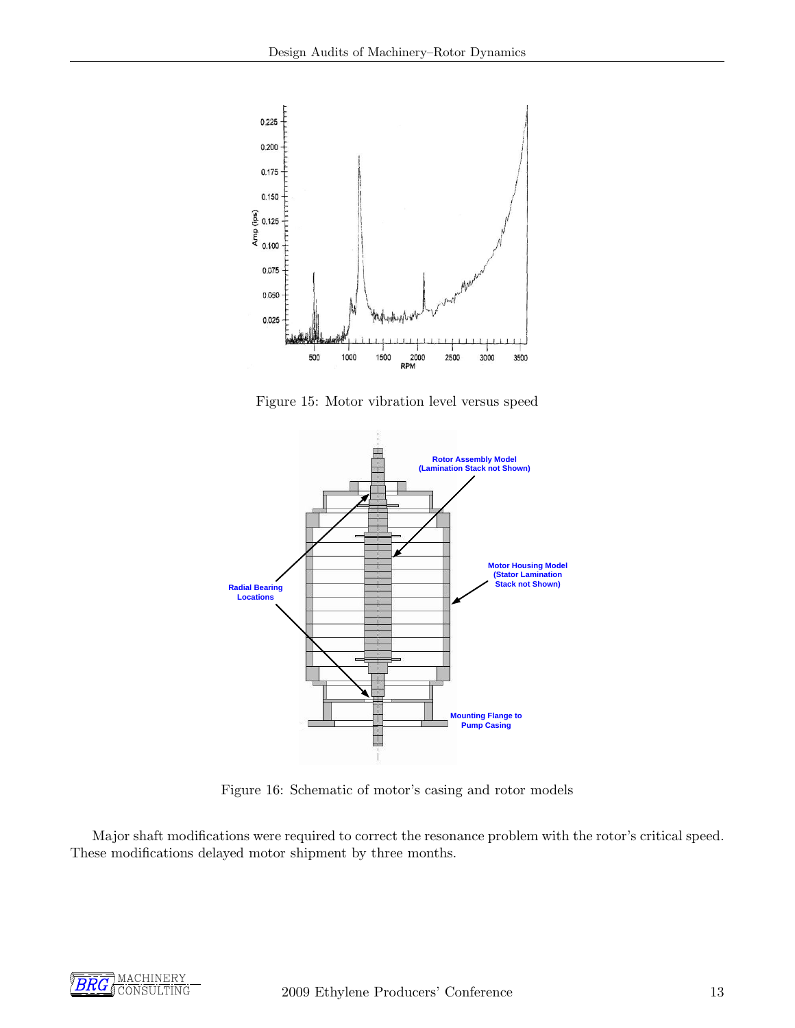Figure 15: Motor vibration level versus speed

Figure 16: Schematic of motor's casing and rotor models

Major shaft modifications were required to correct the resonance problem with the rotor's critical speed. These modifications delayed motor shipment by three months.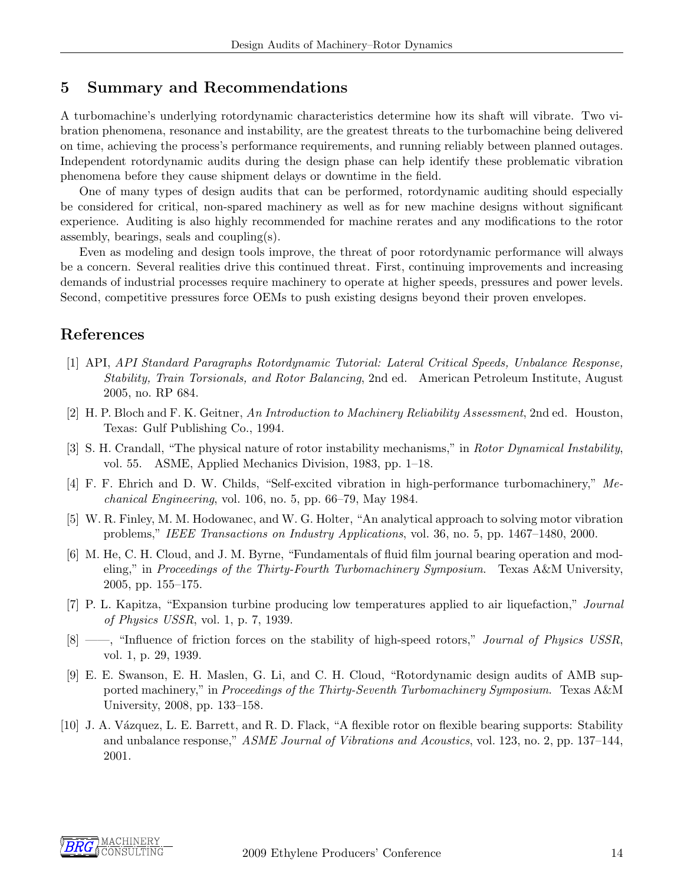## 5 Summary and Recommendations

A turbomachine's underlying rotordynamic characteristics determine how its shaft will vibrate. Two vibration phenomena, resonance and instability, are the greatest threats to the turbomachine being delivered on time, achieving the process's performance requirements, and running reliably between planned outages. Independent rotordynamic audits during the design phase can help identify these problematic vibration phenomena before they cause shipment delays or downtime in the field.

One of many types of design audits that can be performed, rotordynamic auditing should especially be considered for critical, non-spared machinery as well as for new machine designs without significant experience. Auditing is also highly recommended for machine rerates and any modifications to the rotor assembly, bearings, seals and coupling(s).

Even as modeling and design tools improve, the threat of poor rotordynamic performance will always be a concern. Several realities drive this continued threat. First, continuing improvements and increasing demands of industrial processes require machinery to operate at higher speeds, pressures and power levels. Second, competitive pressures force OEMs to push existing designs beyond their proven envelopes.

## References

[1] API, *API Standard Paragraphs Rotordynamic Tutorial: Lateral Critical Speeds, Unbalance Response, Stability, Train Torsionals, and Rotor Balancing*, 2nd ed. American Petroleum Institute, August 2005, no. RP 684.

[2] H. P. Bloch and F. K. Geitner, *An Introduction to Machinery Reliability Assessment*, 2nd ed. Houston, Texas: Gulf Publishing Co., 1994.

[3] S. H. Crandall, "The physical nature of rotor instability mechanisms," in *Rotor Dynamical Instability*, vol. 55. ASME, Applied Mechanics Division, 1983, pp. 1–18.

[4] F. F. Ehrich and D. W. Childs, "Self-excited vibration in high-performance turbomachinery," *Mechanical Engineering*, vol. 106, no. 5, pp. 66–79, May 1984.

[5] W. R. Finley, M. M. Hodowanec, and W. G. Holter, "An analytical approach to solving motor vibration problems," *IEEE Transactions on Industry Applications*, vol. 36, no. 5, pp. 1467–1480, 2000.

[6] M. He, C. H. Cloud, and J. M. Byrne, "Fundamentals of fluid film journal bearing operation and modeling," in *Proceedings of the Thirty-Fourth Turbomachinery Symposium*. Texas A&M University, 2005, pp. 155–175.

[7] P. L. Kapitza, "Expansion turbine producing low temperatures applied to air liquefaction," *Journal of Physics USSR*, vol. 1, p. 7, 1939.

[8] ——, "Influence of friction forces on the stability of high-speed rotors," *Journal of Physics USSR*, vol. 1, p. 29, 1939.

[9] E. E. Swanson, E. H. Maslen, G. Li, and C. H. Cloud, "Rotordynamic design audits of AMB supported machinery," in *Proceedings of the Thirty-Seventh Turbomachinery Symposium*. Texas A&M University, 2008, pp. 133–158.

[10] J. A. Vázquez, L. E. Barrett, and R. D. Flack, "A flexible rotor on flexible bearing supports: Stability and unbalance response," *ASME Journal of Vibrations and Acoustics*, vol. 123, no. 2, pp. 137–144, 2001.